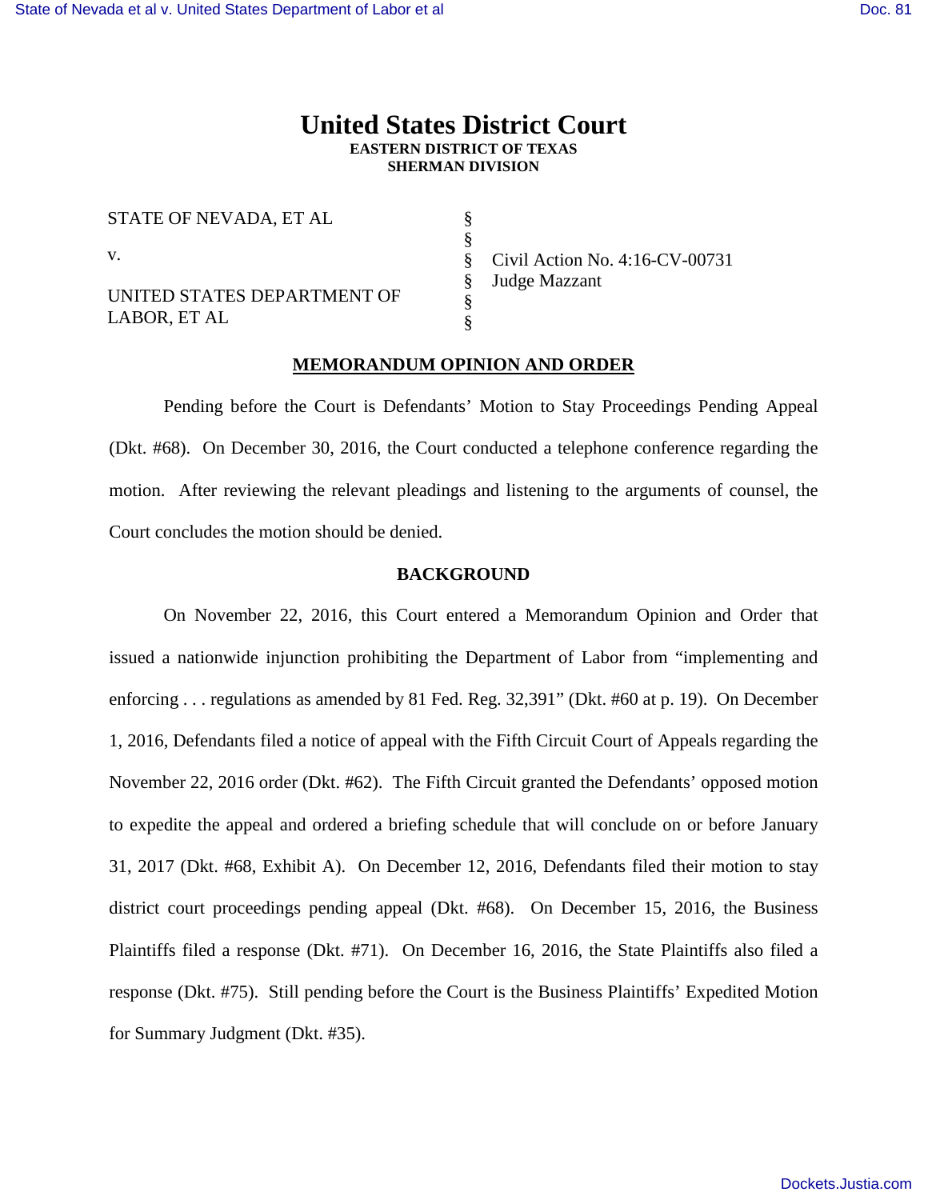# United States District Court
**EASTERN DISTRICT OF TEXAS**
**SHERMAN DIVISION**

| | | |
|---|---|---|
| STATE OF NEVADA, ET AL | § | |
| | § | |
| v. | § | Civil Action No. 4:16-CV-00731 |
| | § | Judge Mazzant |
| UNITED STATES DEPARTMENT OF LABOR, ET AL | § | |
| | § | |

## MEMORANDUM OPINION AND ORDER

Pending before the Court is Defendants' Motion to Stay Proceedings Pending Appeal (Dkt. #68). On December 30, 2016, the Court conducted a telephone conference regarding the motion. After reviewing the relevant pleadings and listening to the arguments of counsel, the Court concludes the motion should be denied.

### BACKGROUND

On November 22, 2016, this Court entered a Memorandum Opinion and Order that issued a nationwide injunction prohibiting the Department of Labor from "implementing and enforcing . . . regulations as amended by 81 Fed. Reg. 32,391" (Dkt. #60 at p. 19). On December 1, 2016, Defendants filed a notice of appeal with the Fifth Circuit Court of Appeals regarding the November 22, 2016 order (Dkt. #62). The Fifth Circuit granted the Defendants' opposed motion to expedite the appeal and ordered a briefing schedule that will conclude on or before January 31, 2017 (Dkt. #68, Exhibit A). On December 12, 2016, Defendants filed their motion to stay district court proceedings pending appeal (Dkt. #68). On December 15, 2016, the Business Plaintiffs filed a response (Dkt. #71). On December 16, 2016, the State Plaintiffs also filed a response (Dkt. #75). Still pending before the Court is the Business Plaintiffs' Expedited Motion for Summary Judgment (Dkt. #35).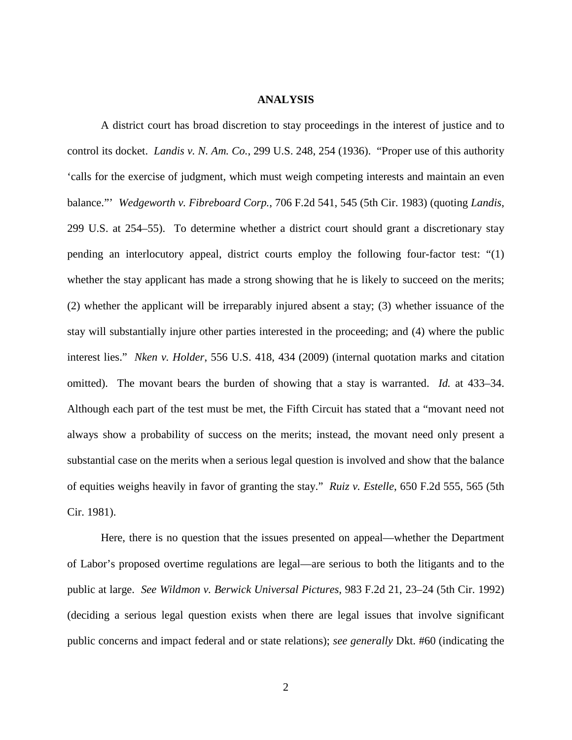**ANALYSIS**

A district court has broad discretion to stay proceedings in the interest of justice and to control its docket. *Landis v. N. Am. Co.*, 299 U.S. 248, 254 (1936). "Proper use of this authority 'calls for the exercise of judgment, which must weigh competing interests and maintain an even balance."' *Wedgeworth v. Fibreboard Corp.*, 706 F.2d 541, 545 (5th Cir. 1983) (quoting *Landis*, 299 U.S. at 254–55). To determine whether a district court should grant a discretionary stay pending an interlocutory appeal, district courts employ the following four-factor test: "(1) whether the stay applicant has made a strong showing that he is likely to succeed on the merits; (2) whether the applicant will be irreparably injured absent a stay; (3) whether issuance of the stay will substantially injure other parties interested in the proceeding; and (4) where the public interest lies." *Nken v. Holder*, 556 U.S. 418, 434 (2009) (internal quotation marks and citation omitted). The movant bears the burden of showing that a stay is warranted. *Id.* at 433–34. Although each part of the test must be met, the Fifth Circuit has stated that a "movant need not always show a probability of success on the merits; instead, the movant need only present a substantial case on the merits when a serious legal question is involved and show that the balance of equities weighs heavily in favor of granting the stay." *Ruiz v. Estelle*, 650 F.2d 555, 565 (5th Cir. 1981).

Here, there is no question that the issues presented on appeal—whether the Department of Labor's proposed overtime regulations are legal—are serious to both the litigants and to the public at large. *See Wildmon v. Berwick Universal Pictures*, 983 F.2d 21, 23–24 (5th Cir. 1992) (deciding a serious legal question exists when there are legal issues that involve significant public concerns and impact federal and or state relations); *see generally* Dkt. #60 (indicating the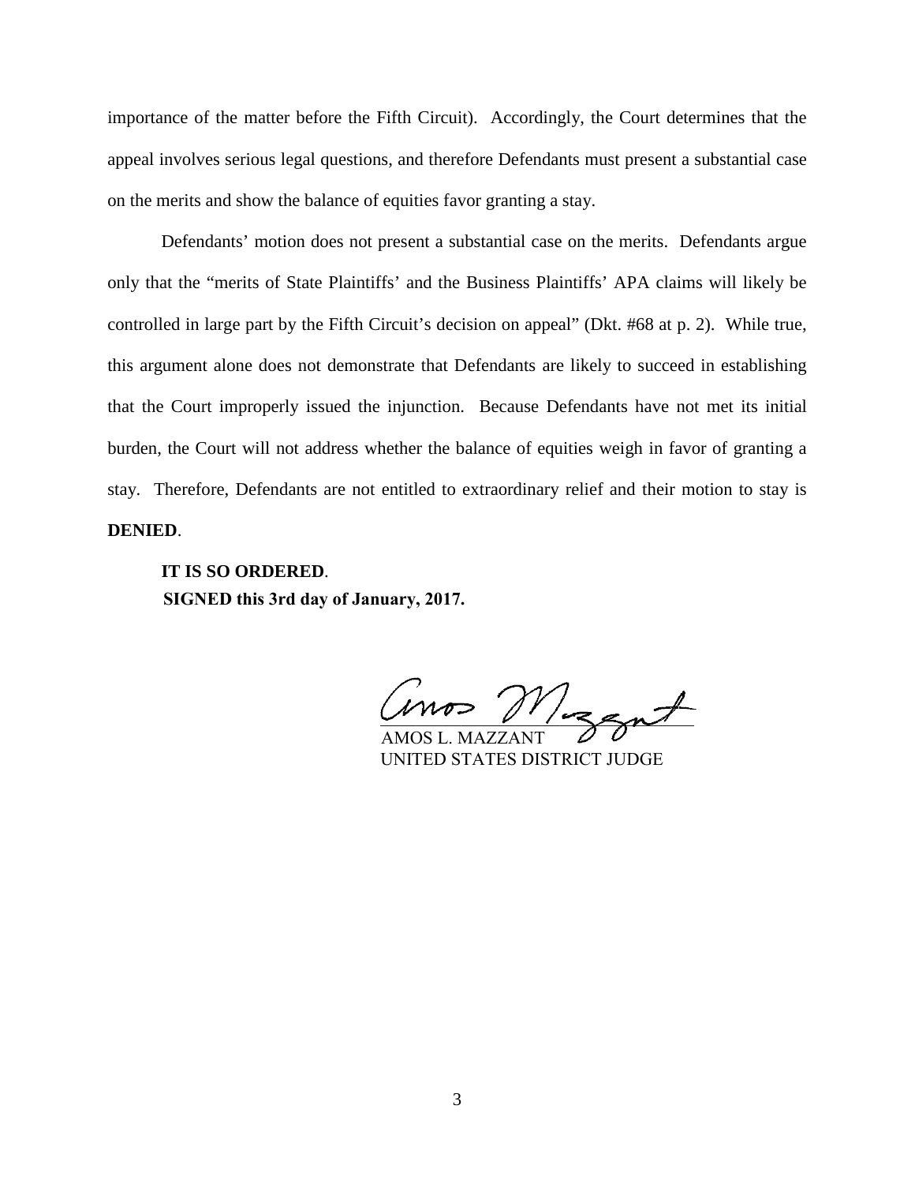importance of the matter before the Fifth Circuit). Accordingly, the Court determines that the appeal involves serious legal questions, and therefore Defendants must present a substantial case on the merits and show the balance of equities favor granting a stay.

Defendants' motion does not present a substantial case on the merits. Defendants argue only that the "merits of State Plaintiffs' and the Business Plaintiffs' APA claims will likely be controlled in large part by the Fifth Circuit's decision on appeal" (Dkt. #68 at p. 2). While true, this argument alone does not demonstrate that Defendants are likely to succeed in establishing that the Court improperly issued the injunction. Because Defendants have not met its initial burden, the Court will not address whether the balance of equities weigh in favor of granting a stay. Therefore, Defendants are not entitled to extraordinary relief and their motion to stay is **DENIED**.

**IT IS SO ORDERED**.

**SIGNED this 3rd day of January, 2017.**

AMOS L. MAZZANT
UNITED STATES DISTRICT JUDGE